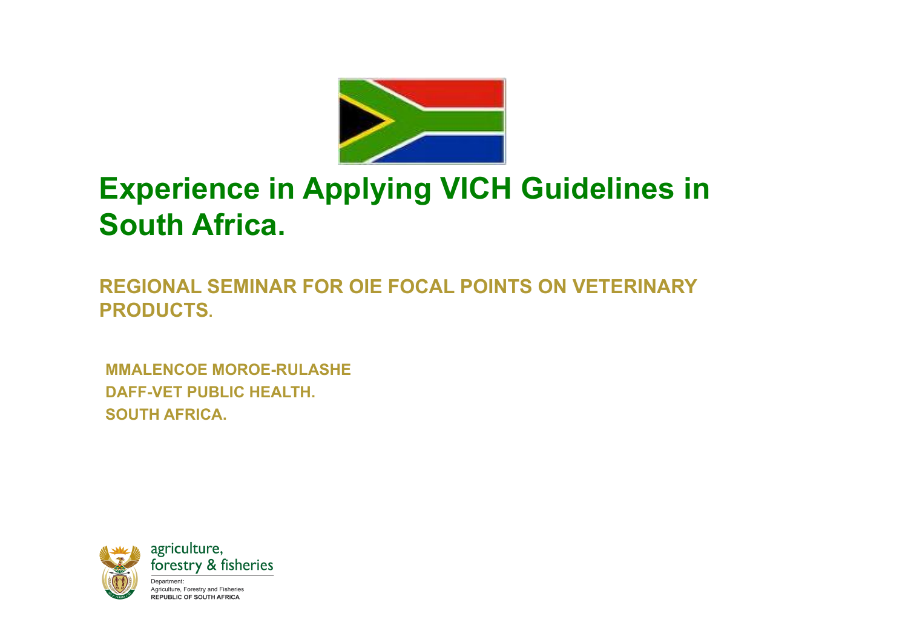# Experience in Applying VICH Guidelines in South Africa.

**REGIONAL SEMINAR FOR OIE FOCAL POINTS ON VETERINARY PRODUCTS.**

**MMALENCOE MOROE-RULASHE**
**DAFF-VET PUBLIC HEALTH.**
**SOUTH AFRICA.**

agriculture, forestry & fisheries

Department:
Agriculture, Forestry and Fisheries
**REPUBLIC OF SOUTH AFRICA**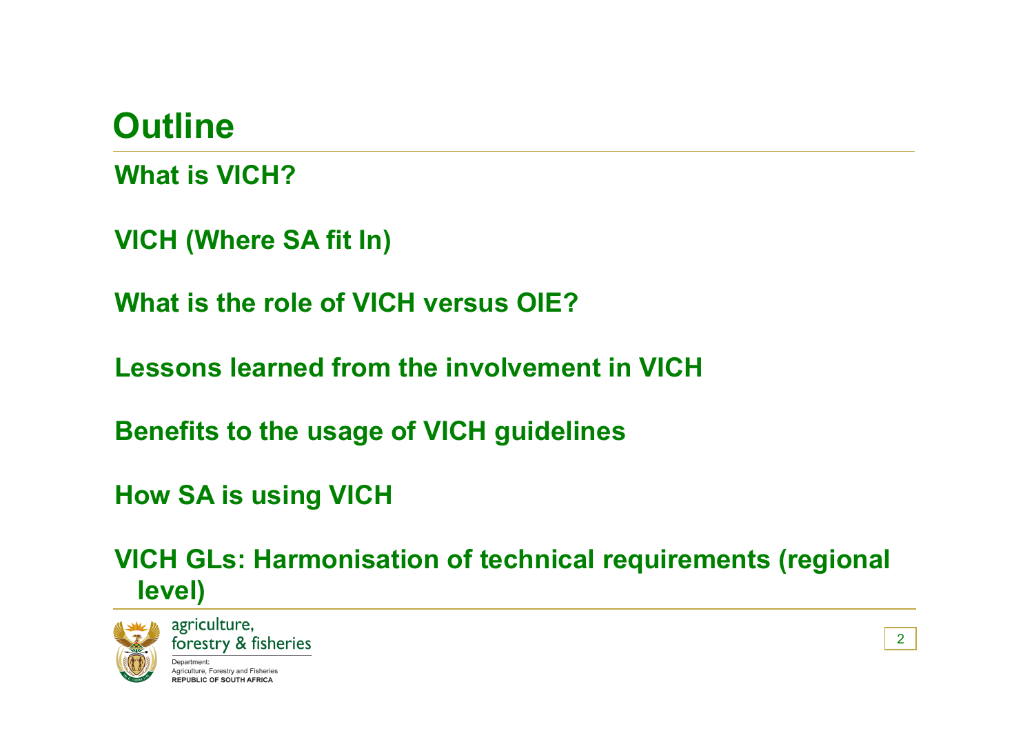# Outline

**What is VICH?**

**VICH (Where SA fit In)**

**What is the role of VICH versus OIE?**

**Lessons learned from the involvement in VICH**

**Benefits to the usage of VICH guidelines**

**How SA is using VICH**

**VICH GLs: Harmonisation of technical requirements (regional level)**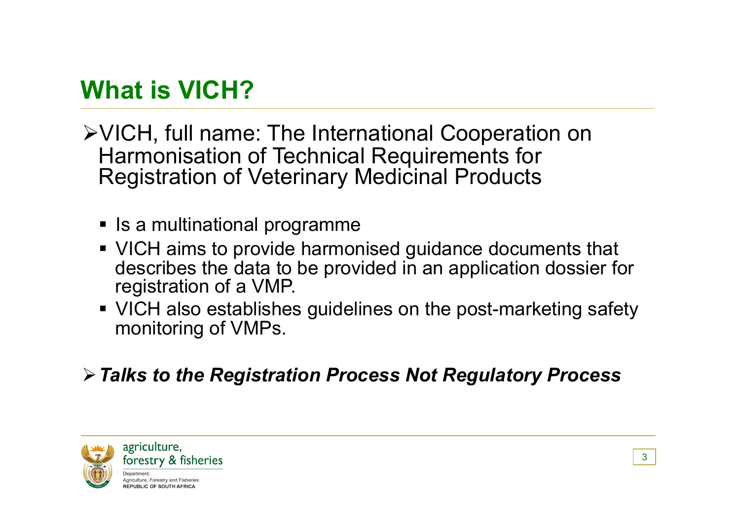# What is VICH?

- VICH, full name: The International Cooperation on Harmonisation of Technical Requirements for Registration of Veterinary Medicinal Products
  - Is a multinational programme
  - VICH aims to provide harmonised guidance documents that describes the data to be provided in an application dossier for registration of a VMP.
  - VICH also establishes guidelines on the post-marketing safety monitoring of VMPs.

- ***Talks to the Registration Process Not Regulatory Process***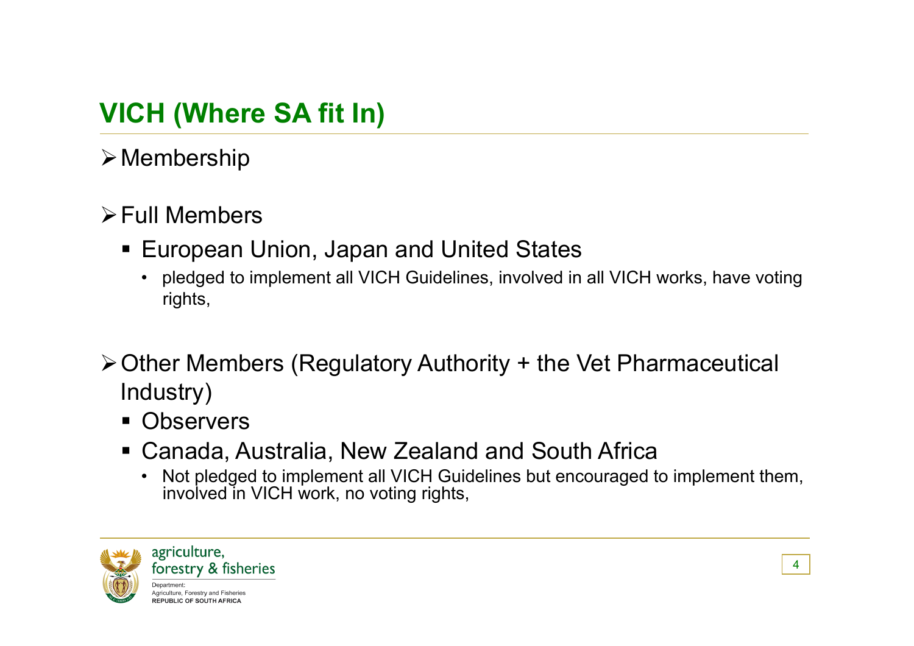## VICH (Where SA fit In)

- Membership
- Full Members
  - European Union, Japan and United States
    - pledged to implement all VICH Guidelines, involved in all VICH works, have voting rights,
- Other Members (Regulatory Authority + the Vet Pharmaceutical Industry)
  - Observers
  - Canada, Australia, New Zealand and South Africa
    - Not pledged to implement all VICH Guidelines but encouraged to implement them, involved in VICH work, no voting rights,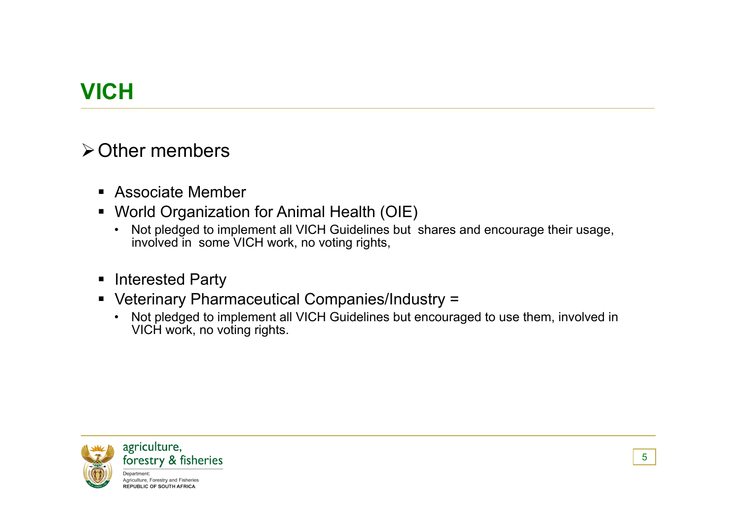# VICH

## Other members

- Associate Member
- World Organization for Animal Health (OIE)
  - Not pledged to implement all VICH Guidelines but shares and encourage their usage, involved in some VICH work, no voting rights,

- Interested Party
- Veterinary Pharmaceutical Companies/Industry =
  - Not pledged to implement all VICH Guidelines but encouraged to use them, involved in VICH work, no voting rights.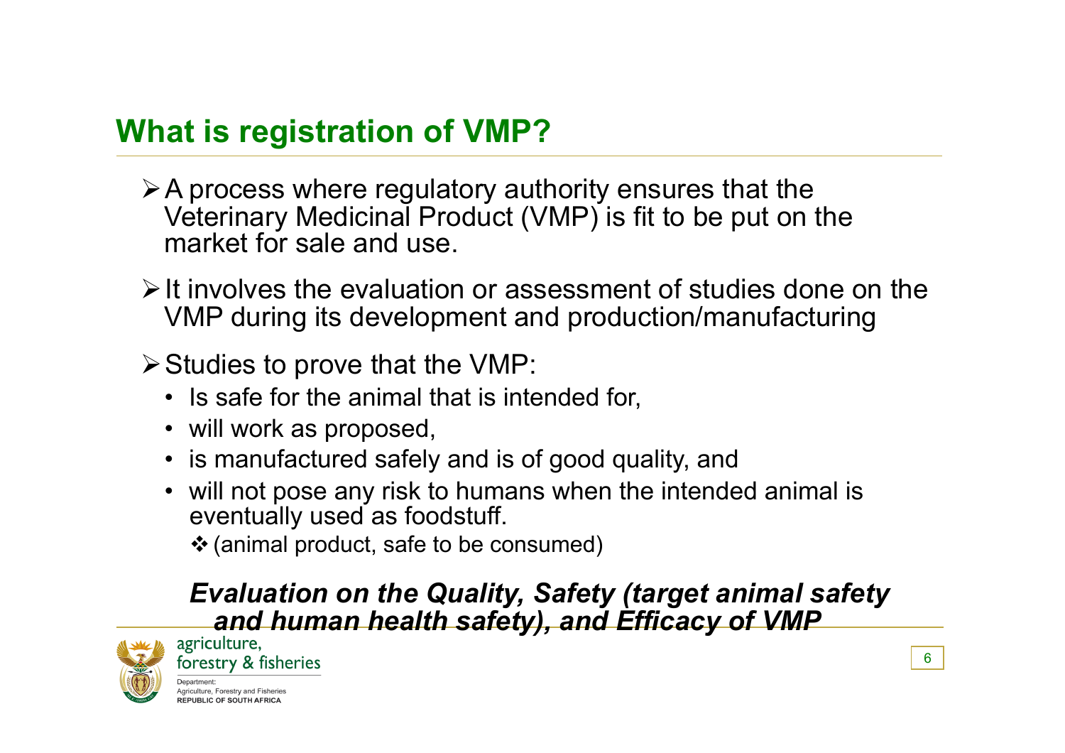## What is registration of VMP?

- A process where regulatory authority ensures that the Veterinary Medicinal Product (VMP) is fit to be put on the market for sale and use.
- It involves the evaluation or assessment of studies done on the VMP during its development and production/manufacturing
- Studies to prove that the VMP:
  - Is safe for the animal that is intended for,
  - will work as proposed,
  - is manufactured safely and is of good quality, and
  - will not pose any risk to humans when the intended animal is eventually used as foodstuff.
    - (animal product, safe to be consumed)

***Evaluation on the Quality, Safety (target animal safety and human health safety), and Efficacy of VMP***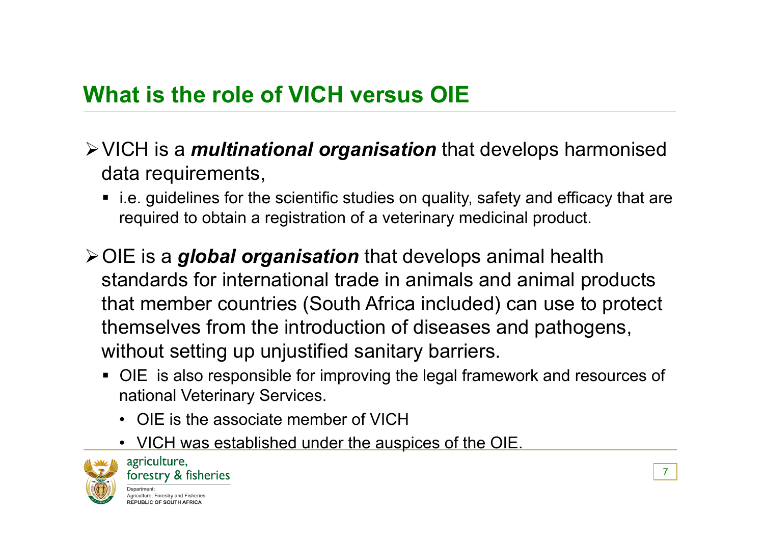## What is the role of VICH versus OIE

- VICH is a ***multinational organisation*** that develops harmonised data requirements,
  - i.e. guidelines for the scientific studies on quality, safety and efficacy that are required to obtain a registration of a veterinary medicinal product.

- OIE is a ***global organisation*** that develops animal health standards for international trade in animals and animal products that member countries (South Africa included) can use to protect themselves from the introduction of diseases and pathogens, without setting up unjustified sanitary barriers.
  - OIE is also responsible for improving the legal framework and resources of national Veterinary Services.
    - OIE is the associate member of VICH
    - VICH was established under the auspices of the OIE.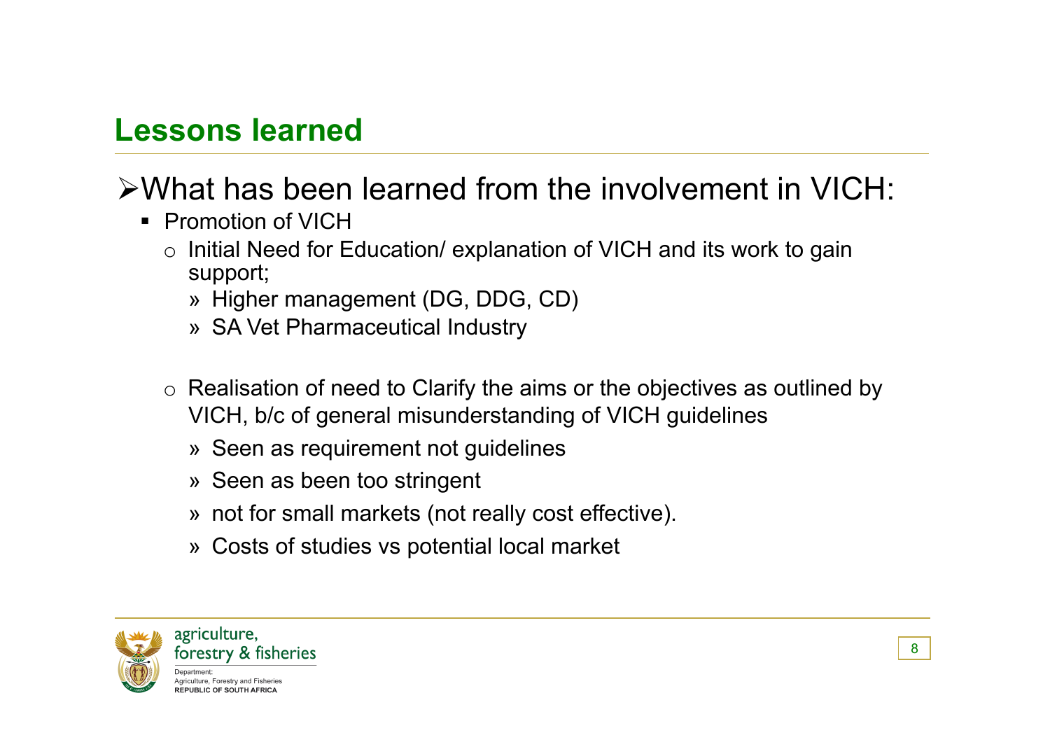## Lessons learned

- What has been learned from the involvement in VICH:
  - Promotion of VICH
    - Initial Need for Education/ explanation of VICH and its work to gain support;
      - Higher management (DG, DDG, CD)
      - SA Vet Pharmaceutical Industry
    - Realisation of need to Clarify the aims or the objectives as outlined by VICH, b/c of general misunderstanding of VICH guidelines
      - Seen as requirement not guidelines
      - Seen as been too stringent
      - not for small markets (not really cost effective).
      - Costs of studies vs potential local market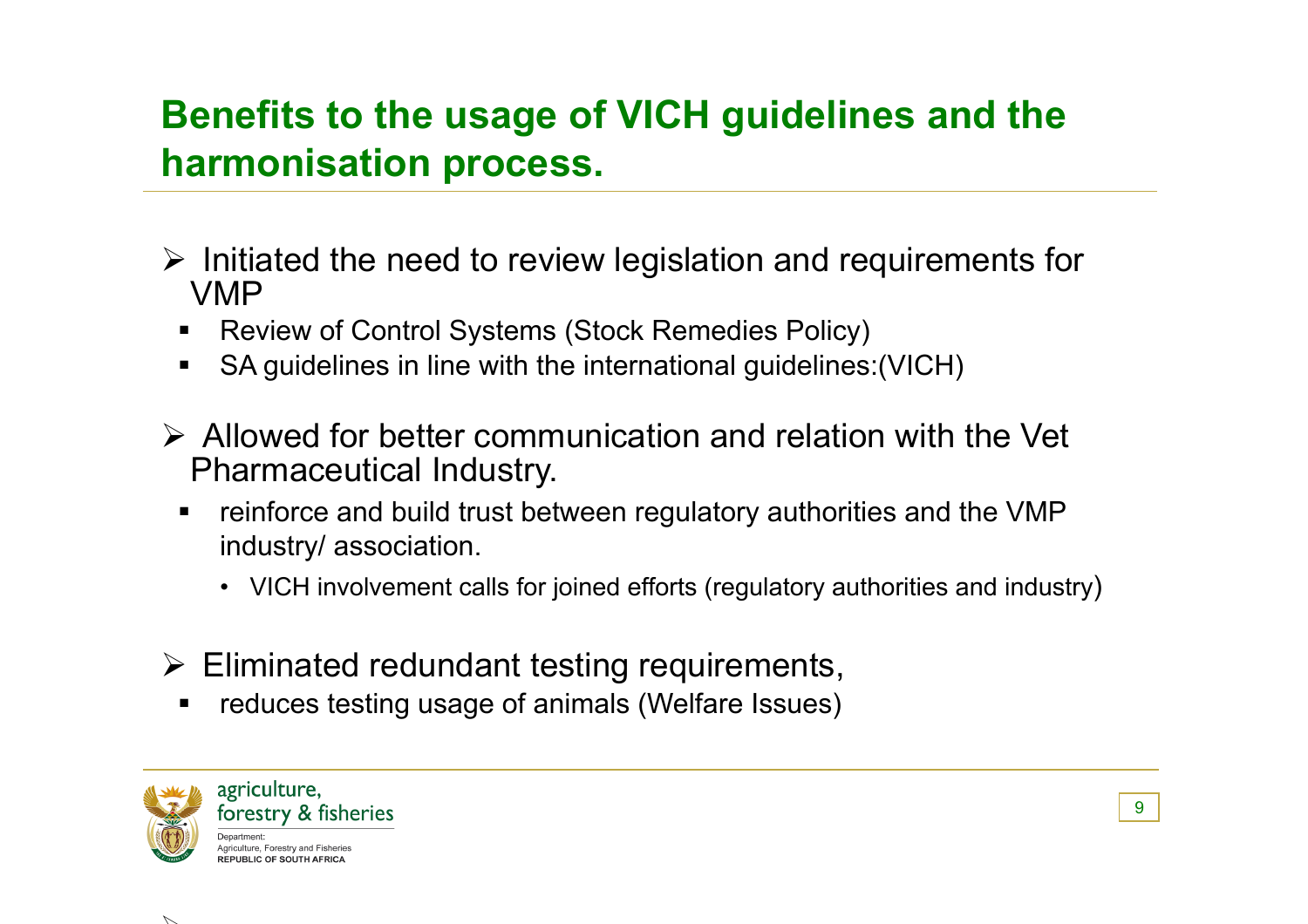## Benefits to the usage of VICH guidelines and the harmonisation process.

- Initiated the need to review legislation and requirements for VMP
  - Review of Control Systems (Stock Remedies Policy)
  - SA guidelines in line with the international guidelines:(VICH)

- Allowed for better communication and relation with the Vet Pharmaceutical Industry.
  - reinforce and build trust between regulatory authorities and the VMP industry/ association.
    - VICH involvement calls for joined efforts (regulatory authorities and industry)

- Eliminated redundant testing requirements,
  - reduces testing usage of animals (Welfare Issues)

agriculture, forestry & fisheries

Department: Agriculture, Forestry and Fisheries
**REPUBLIC OF SOUTH AFRICA**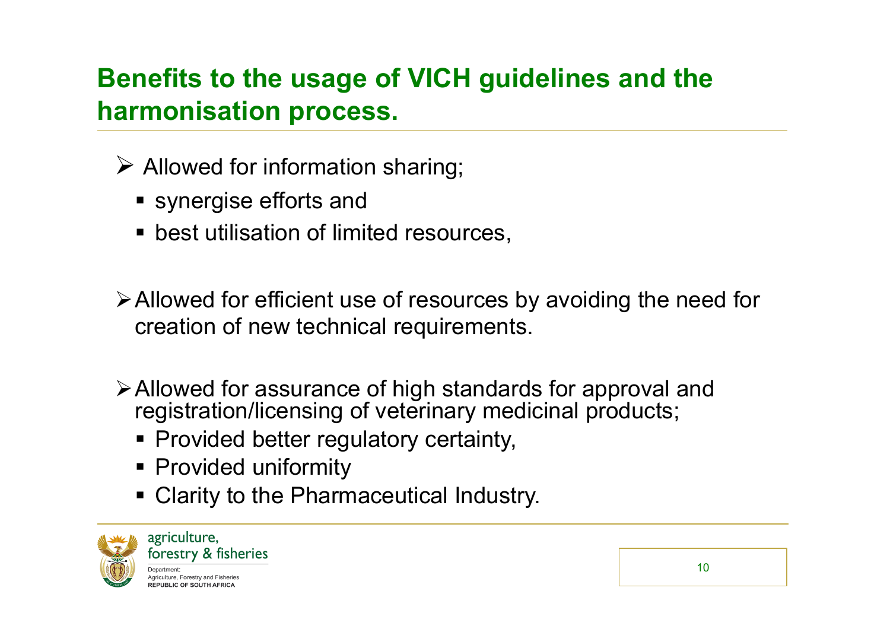## Benefits to the usage of VICH guidelines and the harmonisation process.

- Allowed for information sharing;
  - synergise efforts and
  - best utilisation of limited resources,

- Allowed for efficient use of resources by avoiding the need for creation of new technical requirements.

- Allowed for assurance of high standards for approval and registration/licensing of veterinary medicinal products;
  - Provided better regulatory certainty,
  - Provided uniformity
  - Clarity to the Pharmaceutical Industry.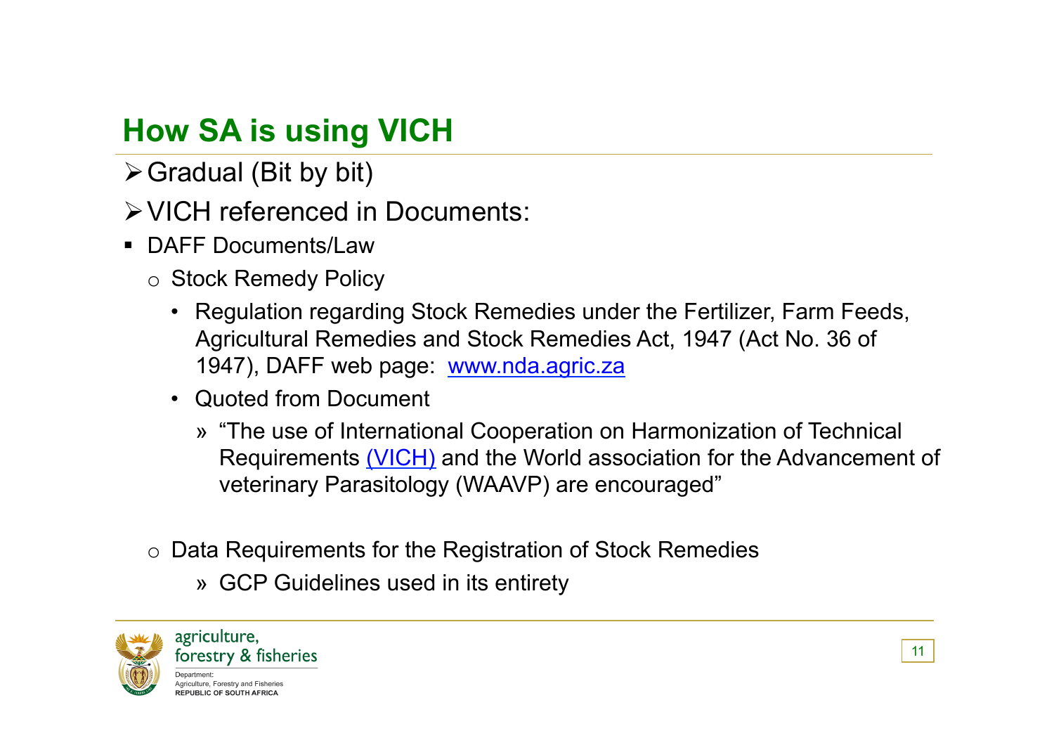## How SA is using VICH

- Gradual (Bit by bit)
- VICH referenced in Documents:
  - DAFF Documents/Law
    - Stock Remedy Policy
      - Regulation regarding Stock Remedies under the Fertilizer, Farm Feeds, Agricultural Remedies and Stock Remedies Act, 1947 (Act No. 36 of 1947), DAFF web page: www.nda.agric.za
      - Quoted from Document
        - "The use of International Cooperation on Harmonization of Technical Requirements (VICH) and the World association for the Advancement of veterinary Parasitology (WAAVP) are encouraged"
    - Data Requirements for the Registration of Stock Remedies
      - GCP Guidelines used in its entirety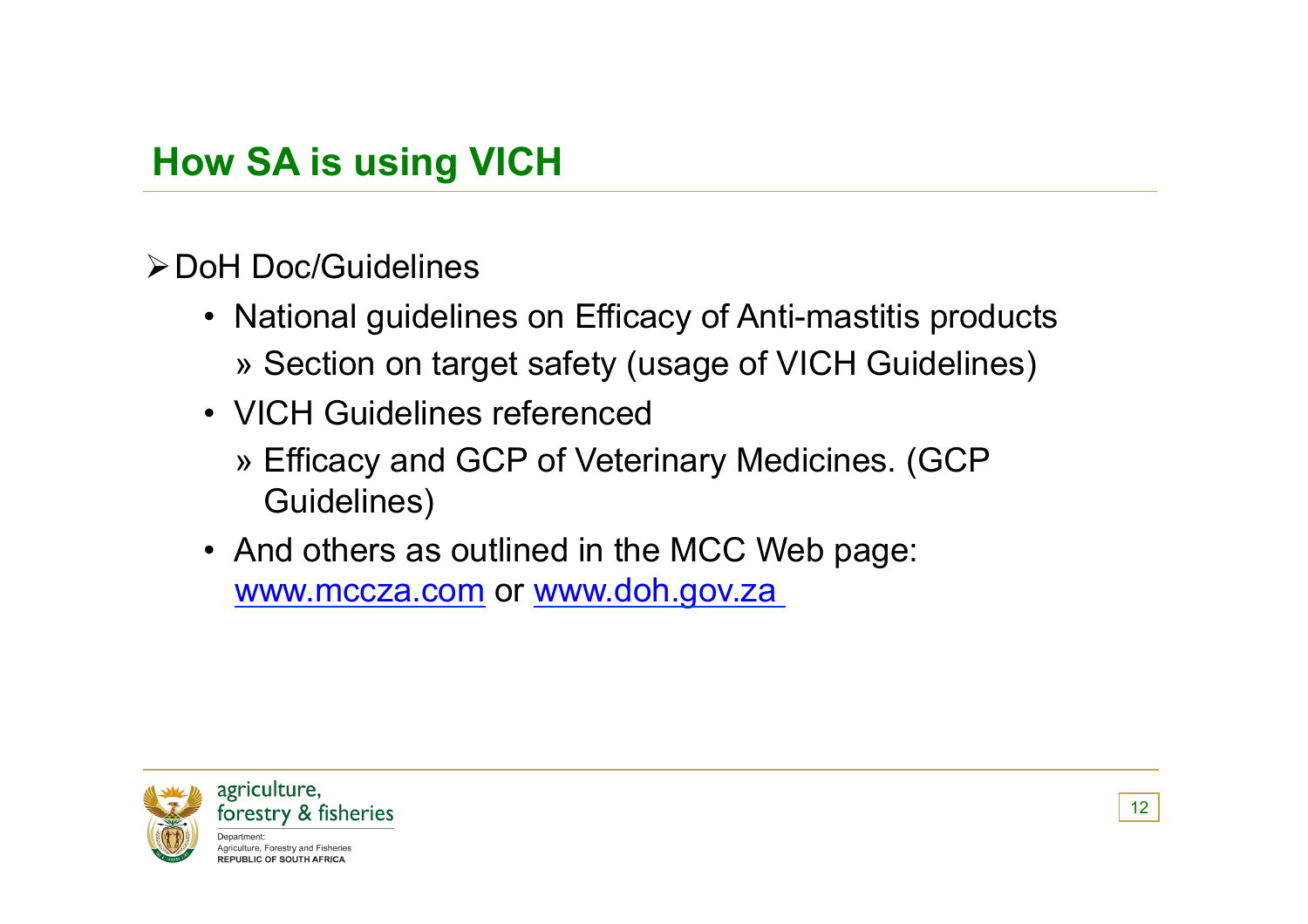## How SA is using VICH

- DoH Doc/Guidelines
  - National guidelines on Efficacy of Anti-mastitis products
    - Section on target safety (usage of VICH Guidelines)
  - VICH Guidelines referenced
    - Efficacy and GCP of Veterinary Medicines. (GCP Guidelines)
  - And others as outlined in the MCC Web page: www.mccza.com or www.doh.gov.za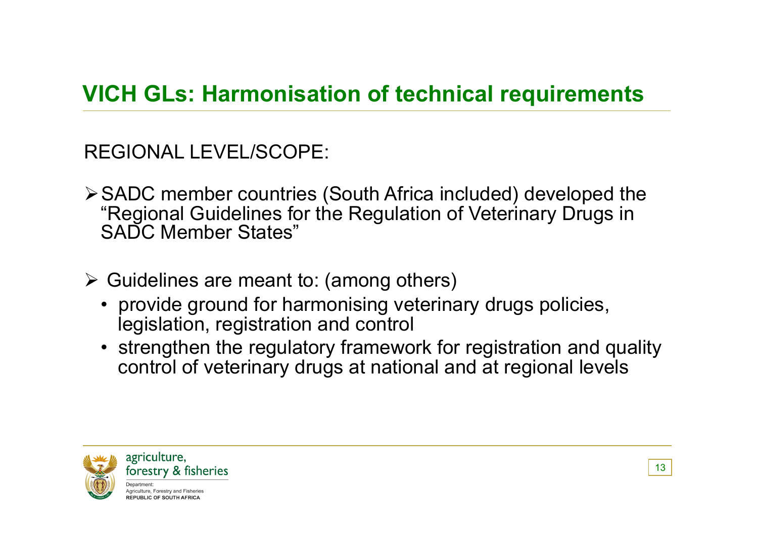## VICH GLs: Harmonisation of technical requirements

REGIONAL LEVEL/SCOPE:

- SADC member countries (South Africa included) developed the "Regional Guidelines for the Regulation of Veterinary Drugs in SADC Member States"
- Guidelines are meant to: (among others)
  - provide ground for harmonising veterinary drugs policies, legislation, registration and control
  - strengthen the regulatory framework for registration and quality control of veterinary drugs at national and at regional levels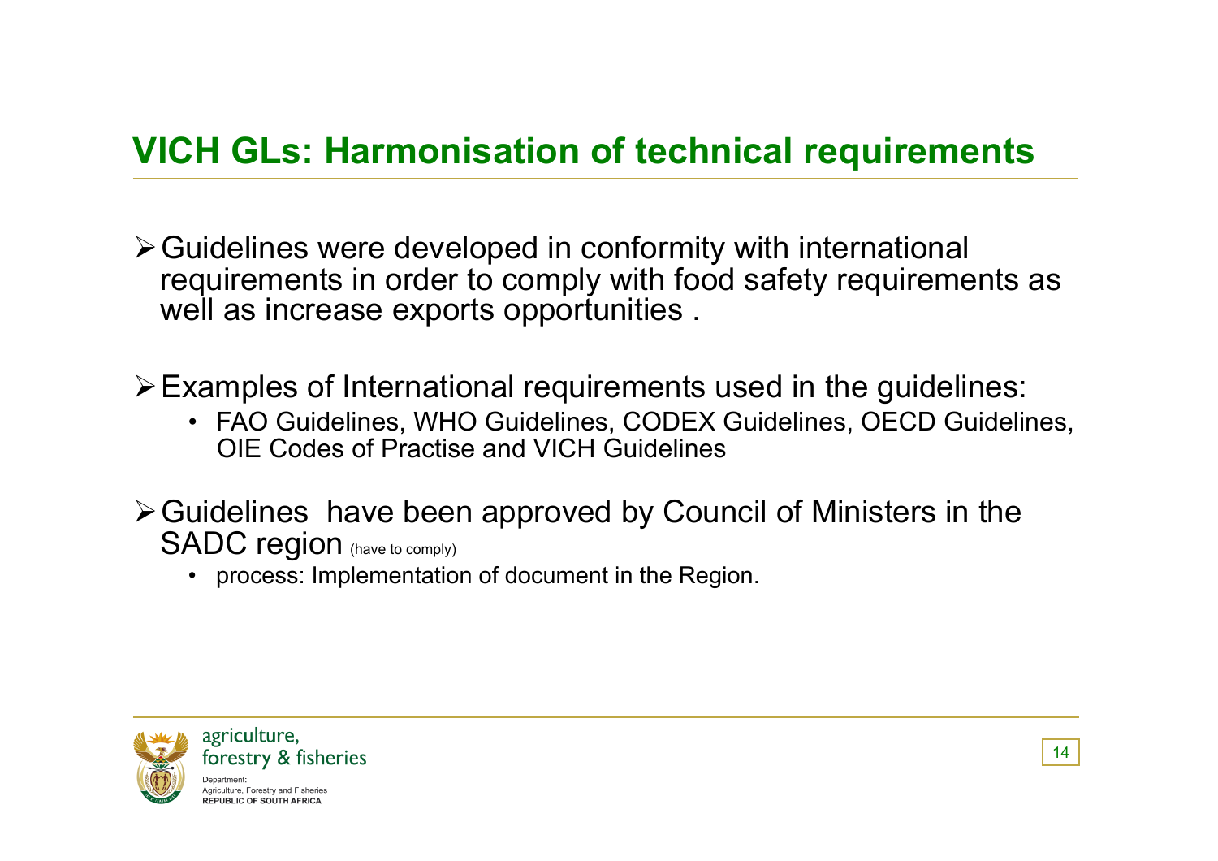## VICH GLs: Harmonisation of technical requirements

- Guidelines were developed in conformity with international requirements in order to comply with food safety requirements as well as increase exports opportunities .
- Examples of International requirements used in the guidelines:
  - FAO Guidelines, WHO Guidelines, CODEX Guidelines, OECD Guidelines, OIE Codes of Practise and VICH Guidelines
- Guidelines have been approved by Council of Ministers in the SADC region (have to comply)
  - process: Implementation of document in the Region.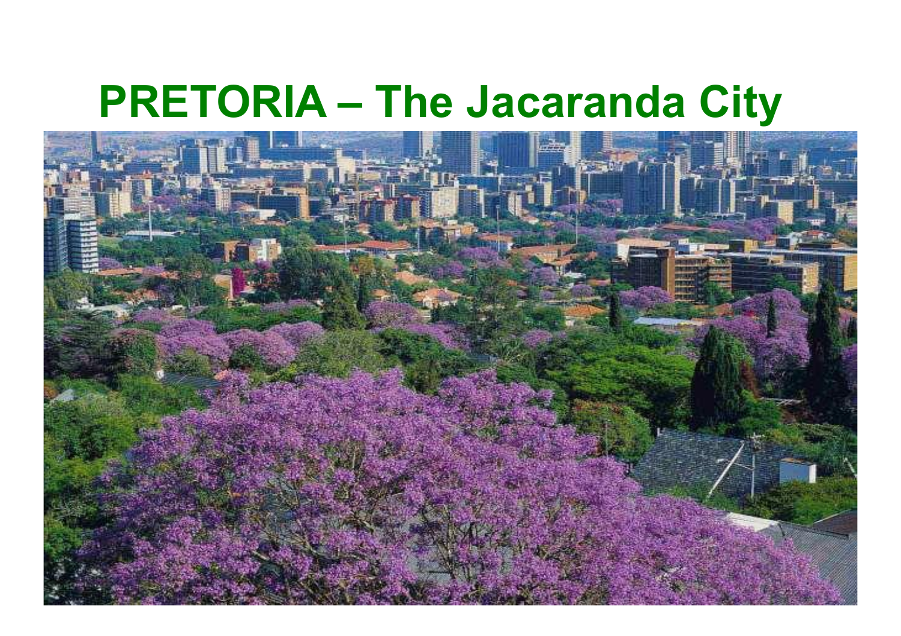# PRETORIA – The Jacaranda City